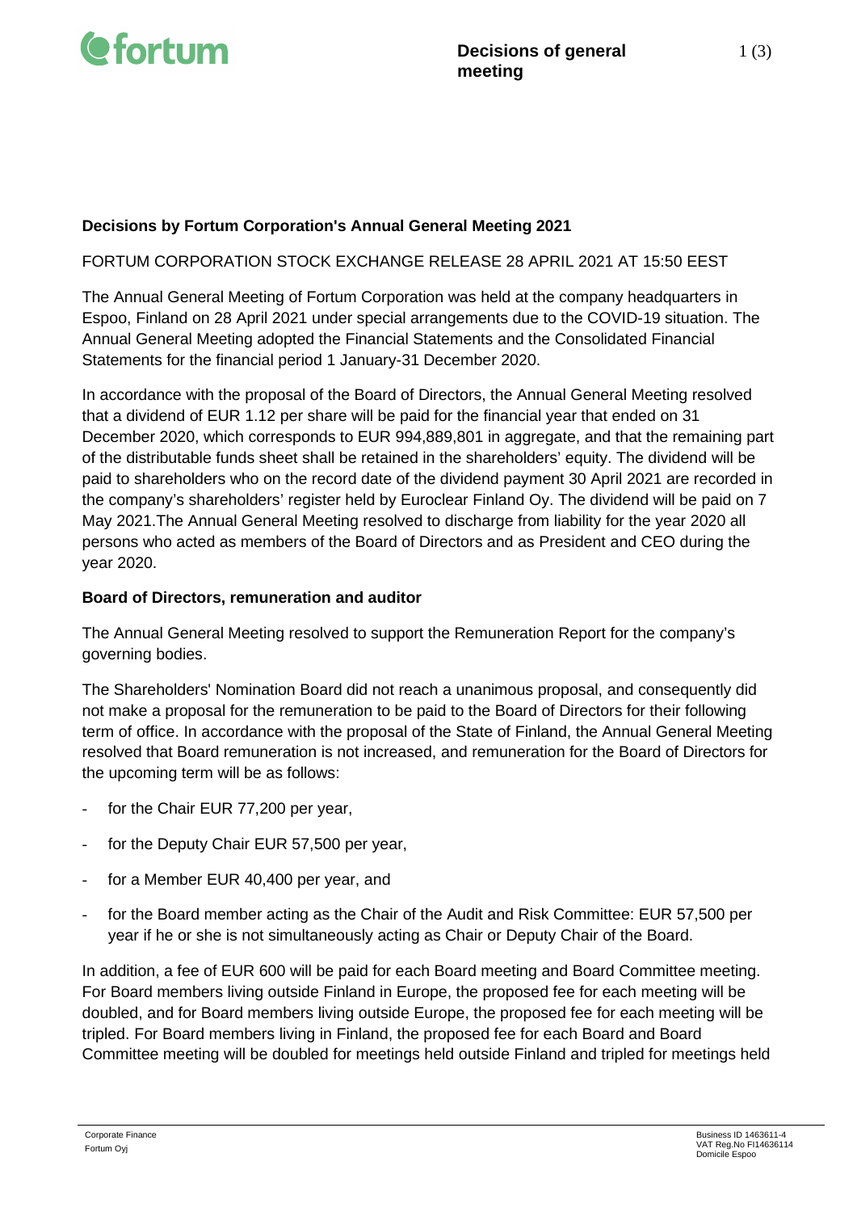**Decisions by Fortum Corporation's Annual General Meeting 2021**

FORTUM CORPORATION STOCK EXCHANGE RELEASE 28 APRIL 2021 AT 15:50 EEST

The Annual General Meeting of Fortum Corporation was held at the company headquarters in Espoo, Finland on 28 April 2021 under special arrangements due to the COVID-19 situation. The Annual General Meeting adopted the Financial Statements and the Consolidated Financial Statements for the financial period 1 January-31 December 2020.

In accordance with the proposal of the Board of Directors, the Annual General Meeting resolved that a dividend of EUR 1.12 per share will be paid for the financial year that ended on 31 December 2020, which corresponds to EUR 994,889,801 in aggregate, and that the remaining part of the distributable funds sheet shall be retained in the shareholders' equity. The dividend will be paid to shareholders who on the record date of the dividend payment 30 April 2021 are recorded in the company's shareholders' register held by Euroclear Finland Oy. The dividend will be paid on 7 May 2021.The Annual General Meeting resolved to discharge from liability for the year 2020 all persons who acted as members of the Board of Directors and as President and CEO during the year 2020.

**Board of Directors, remuneration and auditor**

The Annual General Meeting resolved to support the Remuneration Report for the company's governing bodies.

The Shareholders' Nomination Board did not reach a unanimous proposal, and consequently did not make a proposal for the remuneration to be paid to the Board of Directors for their following term of office. In accordance with the proposal of the State of Finland, the Annual General Meeting resolved that Board remuneration is not increased, and remuneration for the Board of Directors for the upcoming term will be as follows:

- for the Chair EUR 77,200 per year,
- for the Deputy Chair EUR 57,500 per year,
- for a Member EUR 40,400 per year, and
- for the Board member acting as the Chair of the Audit and Risk Committee: EUR 57,500 per year if he or she is not simultaneously acting as Chair or Deputy Chair of the Board.

In addition, a fee of EUR 600 will be paid for each Board meeting and Board Committee meeting. For Board members living outside Finland in Europe, the proposed fee for each meeting will be doubled, and for Board members living outside Europe, the proposed fee for each meeting will be tripled. For Board members living in Finland, the proposed fee for each Board and Board Committee meeting will be doubled for meetings held outside Finland and tripled for meetings held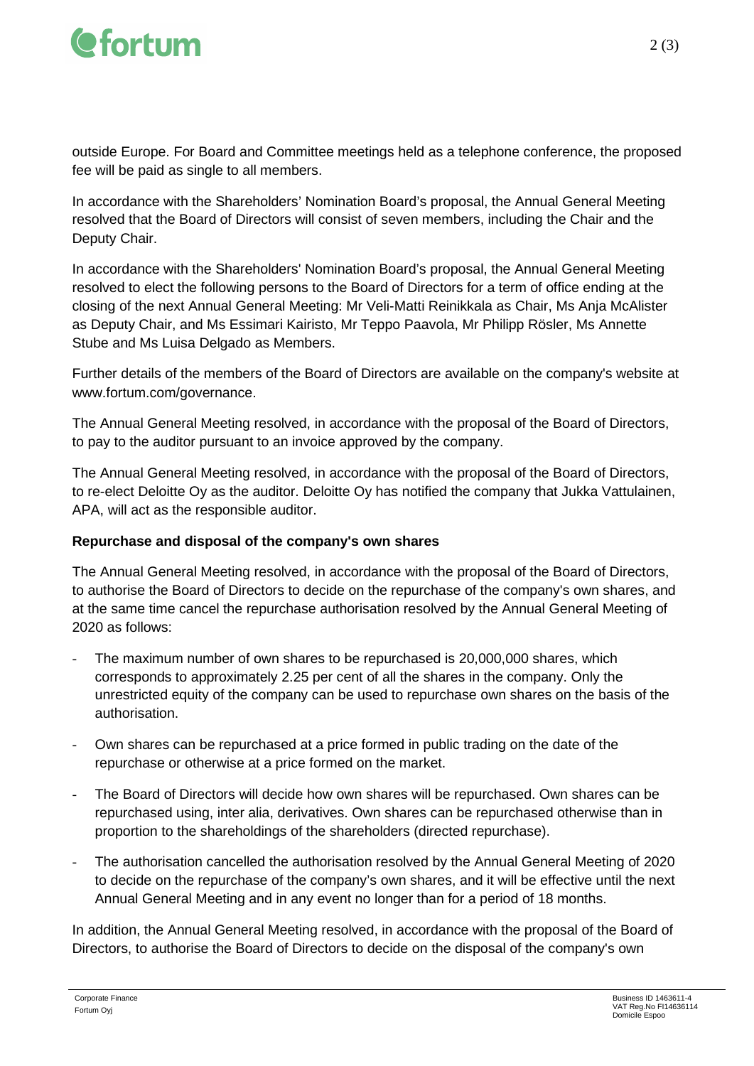outside Europe. For Board and Committee meetings held as a telephone conference, the proposed fee will be paid as single to all members.

In accordance with the Shareholders' Nomination Board's proposal, the Annual General Meeting resolved that the Board of Directors will consist of seven members, including the Chair and the Deputy Chair.

In accordance with the Shareholders' Nomination Board's proposal, the Annual General Meeting resolved to elect the following persons to the Board of Directors for a term of office ending at the closing of the next Annual General Meeting: Mr Veli-Matti Reinikkala as Chair, Ms Anja McAlister as Deputy Chair, and Ms Essimari Kairisto, Mr Teppo Paavola, Mr Philipp Rösler, Ms Annette Stube and Ms Luisa Delgado as Members.

Further details of the members of the Board of Directors are available on the company's website at www.fortum.com/governance.

The Annual General Meeting resolved, in accordance with the proposal of the Board of Directors, to pay to the auditor pursuant to an invoice approved by the company.

The Annual General Meeting resolved, in accordance with the proposal of the Board of Directors, to re-elect Deloitte Oy as the auditor. Deloitte Oy has notified the company that Jukka Vattulainen, APA, will act as the responsible auditor.

**Repurchase and disposal of the company's own shares**

The Annual General Meeting resolved, in accordance with the proposal of the Board of Directors, to authorise the Board of Directors to decide on the repurchase of the company's own shares, and at the same time cancel the repurchase authorisation resolved by the Annual General Meeting of 2020 as follows:

- The maximum number of own shares to be repurchased is 20,000,000 shares, which corresponds to approximately 2.25 per cent of all the shares in the company. Only the unrestricted equity of the company can be used to repurchase own shares on the basis of the authorisation.
- Own shares can be repurchased at a price formed in public trading on the date of the repurchase or otherwise at a price formed on the market.
- The Board of Directors will decide how own shares will be repurchased. Own shares can be repurchased using, inter alia, derivatives. Own shares can be repurchased otherwise than in proportion to the shareholdings of the shareholders (directed repurchase).
- The authorisation cancelled the authorisation resolved by the Annual General Meeting of 2020 to decide on the repurchase of the company's own shares, and it will be effective until the next Annual General Meeting and in any event no longer than for a period of 18 months.

In addition, the Annual General Meeting resolved, in accordance with the proposal of the Board of Directors, to authorise the Board of Directors to decide on the disposal of the company's own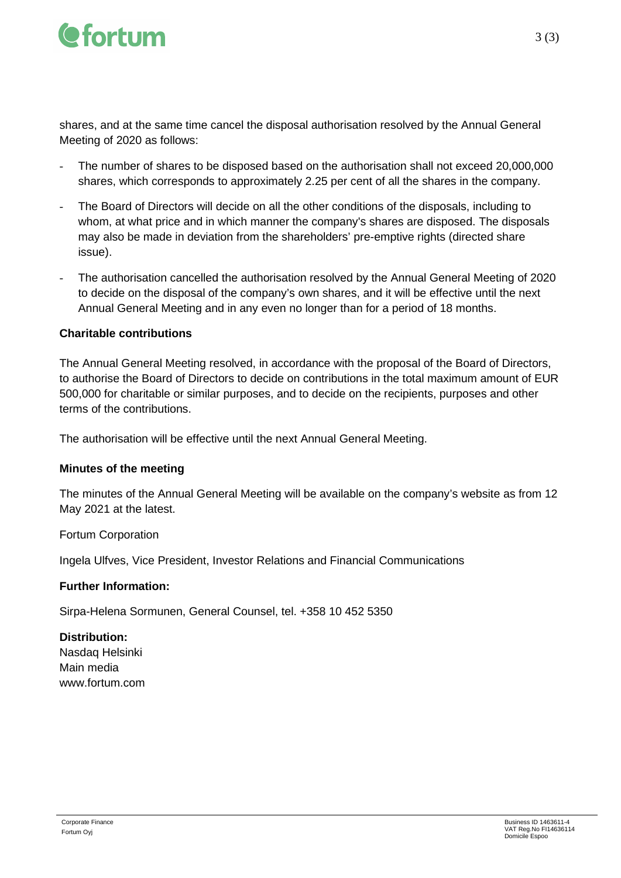shares, and at the same time cancel the disposal authorisation resolved by the Annual General Meeting of 2020 as follows:

- The number of shares to be disposed based on the authorisation shall not exceed 20,000,000 shares, which corresponds to approximately 2.25 per cent of all the shares in the company.
- The Board of Directors will decide on all the other conditions of the disposals, including to whom, at what price and in which manner the company's shares are disposed. The disposals may also be made in deviation from the shareholders' pre-emptive rights (directed share issue).
- The authorisation cancelled the authorisation resolved by the Annual General Meeting of 2020 to decide on the disposal of the company's own shares, and it will be effective until the next Annual General Meeting and in any even no longer than for a period of 18 months.

**Charitable contributions**

The Annual General Meeting resolved, in accordance with the proposal of the Board of Directors, to authorise the Board of Directors to decide on contributions in the total maximum amount of EUR 500,000 for charitable or similar purposes, and to decide on the recipients, purposes and other terms of the contributions.

The authorisation will be effective until the next Annual General Meeting.

**Minutes of the meeting**

The minutes of the Annual General Meeting will be available on the company's website as from 12 May 2021 at the latest.

Fortum Corporation

Ingela Ulfves, Vice President, Investor Relations and Financial Communications

**Further Information:**

Sirpa-Helena Sormunen, General Counsel, tel. +358 10 452 5350

**Distribution:**
Nasdaq Helsinki
Main media
www.fortum.com